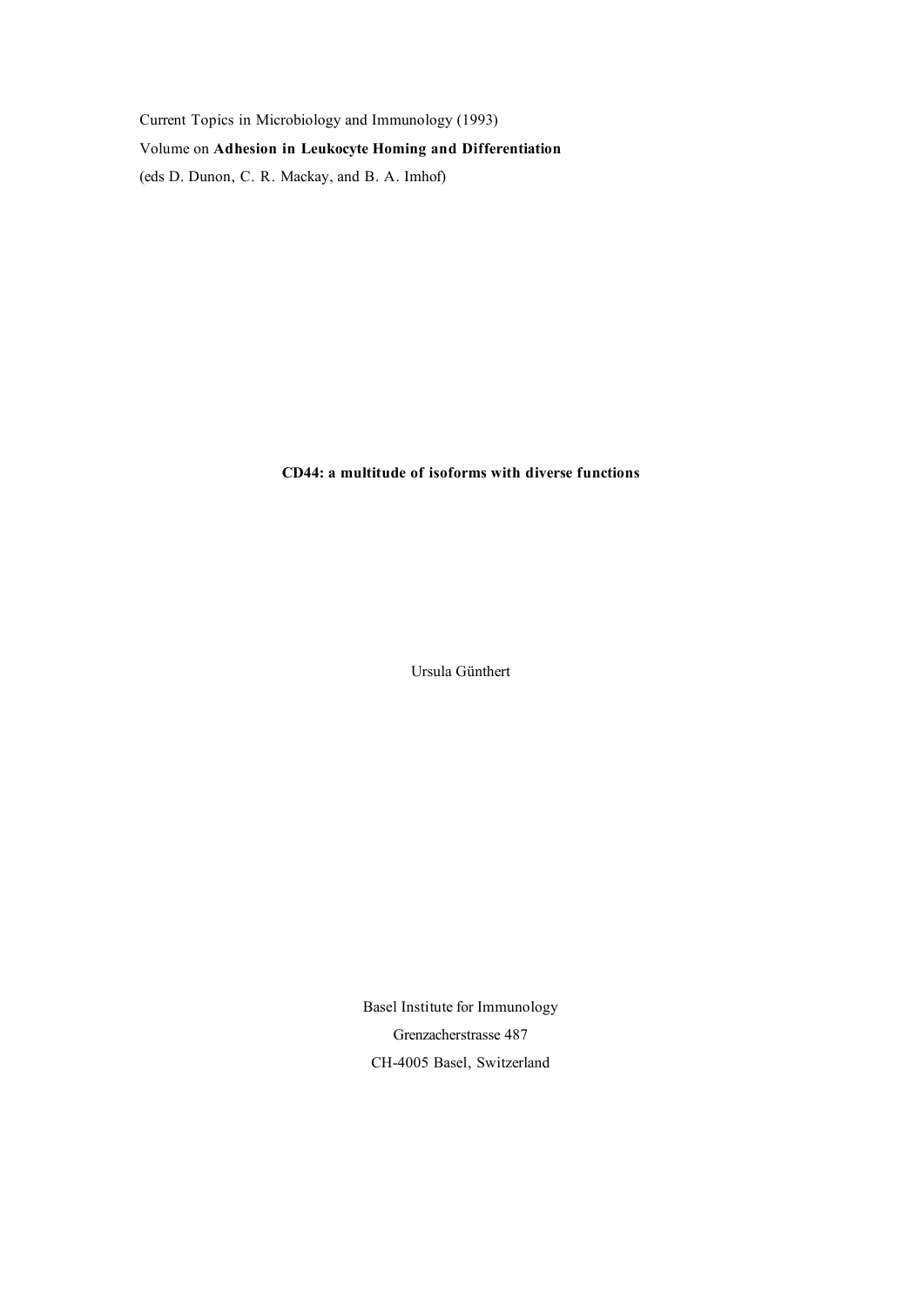Current Topics in Microbiology and Immunology (1993)

Volume on **Adhesion in Leukocyte Homing and Differentiation**

(eds D. Dunon, C. R. Mackay, and B. A. Imhof)

# CD44: a multitude of isoforms with diverse functions

Ursula Günthert

Basel Institute for Immunology

Grenzacherstrasse 487

CH-4005 Basel, Switzerland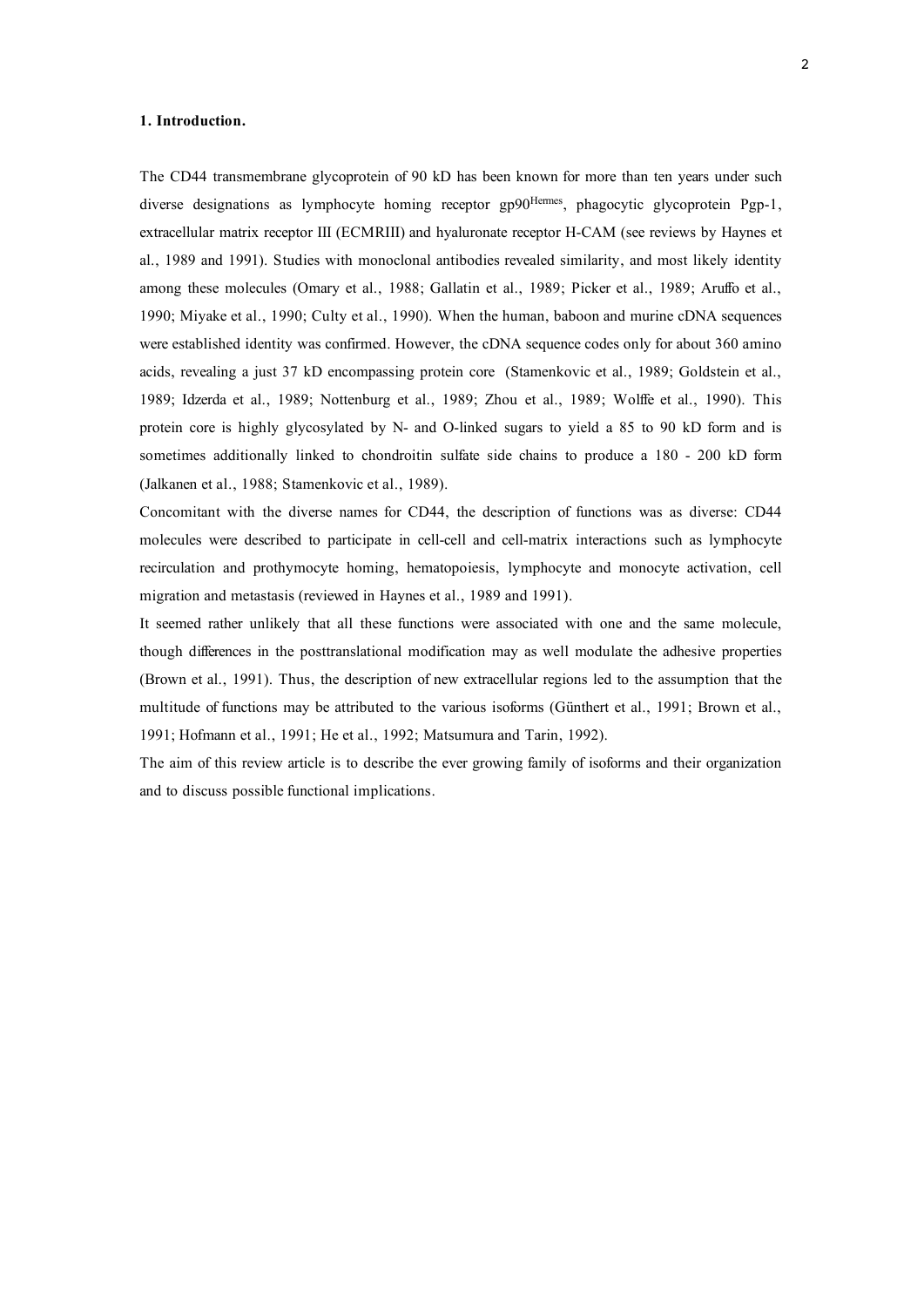## 1. Introduction.

The CD44 transmembrane glycoprotein of 90 kD has been known for more than ten years under such diverse designations as lymphocyte homing receptor gp90$^{Hermes}$, phagocytic glycoprotein Pgp-1, extracellular matrix receptor III (ECMRIII) and hyaluronate receptor H-CAM (see reviews by Haynes et al., 1989 and 1991). Studies with monoclonal antibodies revealed similarity, and most likely identity among these molecules (Omary et al., 1988; Gallatin et al., 1989; Picker et al., 1989; Aruffo et al., 1990; Miyake et al., 1990; Culty et al., 1990). When the human, baboon and murine cDNA sequences were established identity was confirmed. However, the cDNA sequence codes only for about 360 amino acids, revealing a just 37 kD encompassing protein core (Stamenkovic et al., 1989; Goldstein et al., 1989; Idzerda et al., 1989; Nottenburg et al., 1989; Zhou et al., 1989; Wolffe et al., 1990). This protein core is highly glycosylated by N- and O-linked sugars to yield a 85 to 90 kD form and is sometimes additionally linked to chondroitin sulfate side chains to produce a 180 - 200 kD form (Jalkanen et al., 1988; Stamenkovic et al., 1989).

Concomitant with the diverse names for CD44, the description of functions was as diverse: CD44 molecules were described to participate in cell-cell and cell-matrix interactions such as lymphocyte recirculation and prothymocyte homing, hematopoiesis, lymphocyte and monocyte activation, cell migration and metastasis (reviewed in Haynes et al., 1989 and 1991).

It seemed rather unlikely that all these functions were associated with one and the same molecule, though differences in the posttranslational modification may as well modulate the adhesive properties (Brown et al., 1991). Thus, the description of new extracellular regions led to the assumption that the multitude of functions may be attributed to the various isoforms (Günthert et al., 1991; Brown et al., 1991; Hofmann et al., 1991; He et al., 1992; Matsumura and Tarin, 1992).

The aim of this review article is to describe the ever growing family of isoforms and their organization and to discuss possible functional implications.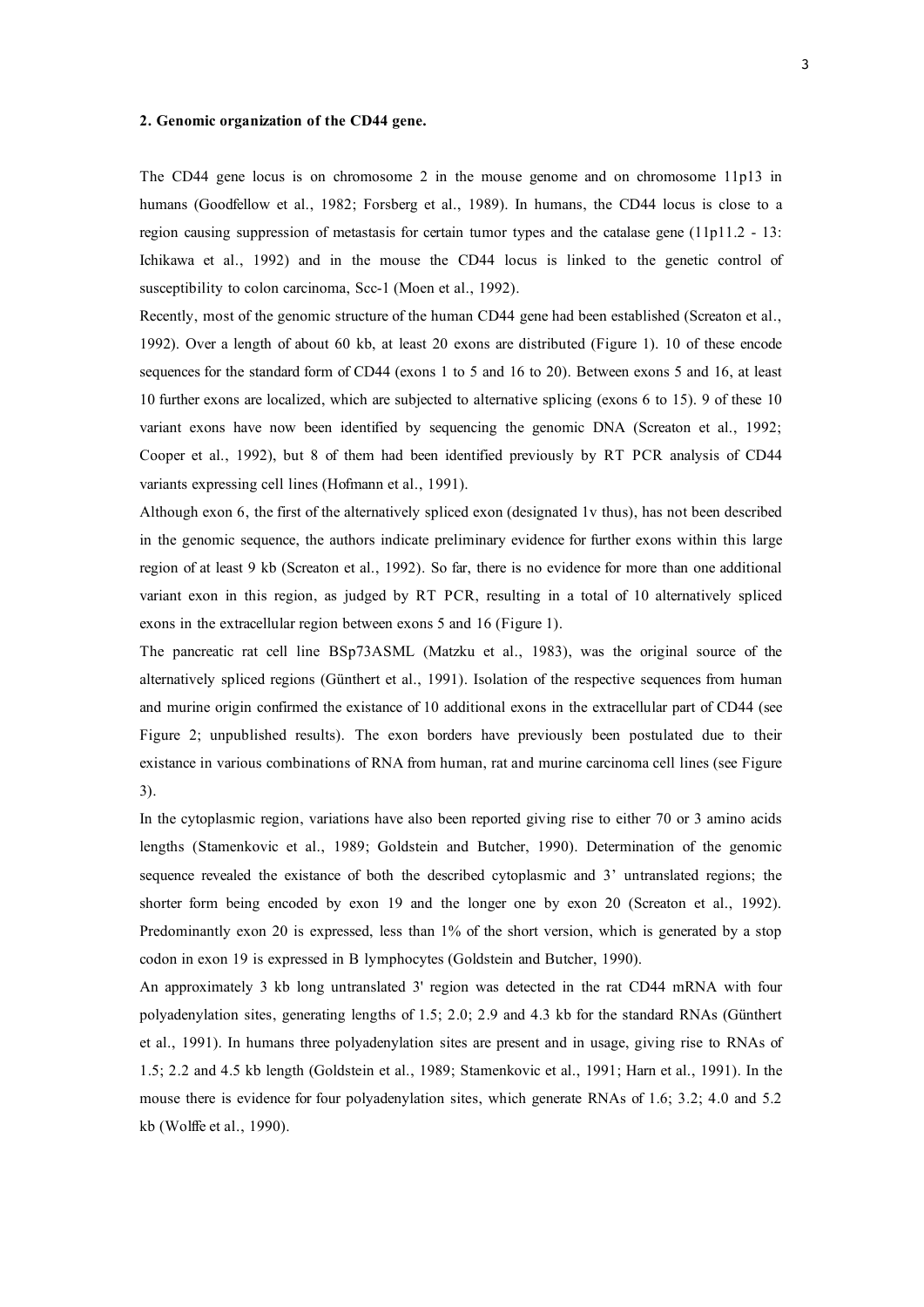**2. Genomic organization of the CD44 gene.**

The CD44 gene locus is on chromosome 2 in the mouse genome and on chromosome 11p13 in humans (Goodfellow et al., 1982; Forsberg et al., 1989). In humans, the CD44 locus is close to a region causing suppression of metastasis for certain tumor types and the catalase gene (11p11.2 - 13: Ichikawa et al., 1992) and in the mouse the CD44 locus is linked to the genetic control of susceptibility to colon carcinoma, Scc-1 (Moen et al., 1992).

Recently, most of the genomic structure of the human CD44 gene had been established (Screaton et al., 1992). Over a length of about 60 kb, at least 20 exons are distributed (Figure 1). 10 of these encode sequences for the standard form of CD44 (exons 1 to 5 and 16 to 20). Between exons 5 and 16, at least 10 further exons are localized, which are subjected to alternative splicing (exons 6 to 15). 9 of these 10 variant exons have now been identified by sequencing the genomic DNA (Screaton et al., 1992; Cooper et al., 1992), but 8 of them had been identified previously by RT PCR analysis of CD44 variants expressing cell lines (Hofmann et al., 1991).

Although exon 6, the first of the alternatively spliced exon (designated 1v thus), has not been described in the genomic sequence, the authors indicate preliminary evidence for further exons within this large region of at least 9 kb (Screaton et al., 1992). So far, there is no evidence for more than one additional variant exon in this region, as judged by RT PCR, resulting in a total of 10 alternatively spliced exons in the extracellular region between exons 5 and 16 (Figure 1).

The pancreatic rat cell line BSp73ASML (Matzku et al., 1983), was the original source of the alternatively spliced regions (Günthert et al., 1991). Isolation of the respective sequences from human and murine origin confirmed the existance of 10 additional exons in the extracellular part of CD44 (see Figure 2; unpublished results). The exon borders have previously been postulated due to their existance in various combinations of RNA from human, rat and murine carcinoma cell lines (see Figure 3).

In the cytoplasmic region, variations have also been reported giving rise to either 70 or 3 amino acids lengths (Stamenkovic et al., 1989; Goldstein and Butcher, 1990). Determination of the genomic sequence revealed the existance of both the described cytoplasmic and 3' untranslated regions; the shorter form being encoded by exon 19 and the longer one by exon 20 (Screaton et al., 1992). Predominantly exon 20 is expressed, less than 1% of the short version, which is generated by a stop codon in exon 19 is expressed in B lymphocytes (Goldstein and Butcher, 1990).

An approximately 3 kb long untranslated 3' region was detected in the rat CD44 mRNA with four polyadenylation sites, generating lengths of 1.5; 2.0; 2.9 and 4.3 kb for the standard RNAs (Günthert et al., 1991). In humans three polyadenylation sites are present and in usage, giving rise to RNAs of 1.5; 2.2 and 4.5 kb length (Goldstein et al., 1989; Stamenkovic et al., 1991; Harn et al., 1991). In the mouse there is evidence for four polyadenylation sites, which generate RNAs of 1.6; 3.2; 4.0 and 5.2 kb (Wolffe et al., 1990).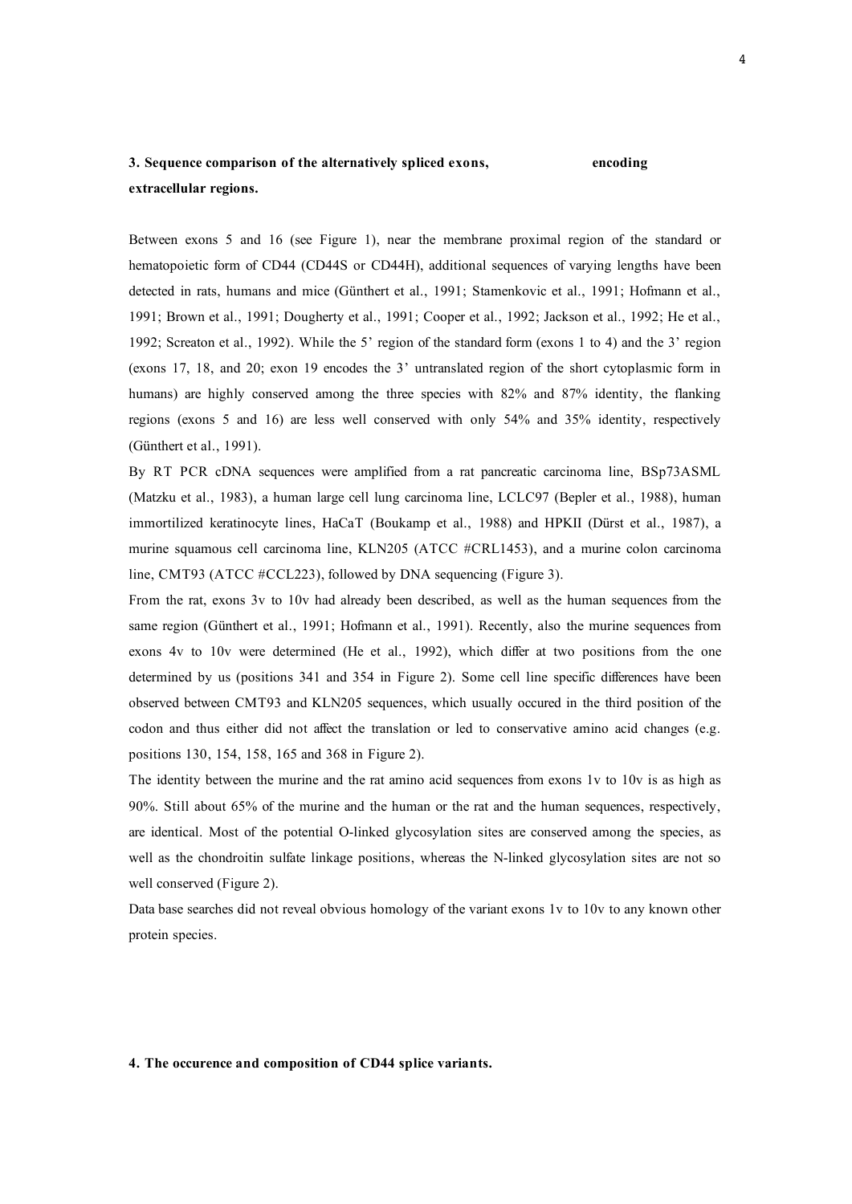### 3. Sequence comparison of the alternatively spliced exons, encoding extracellular regions.

Between exons 5 and 16 (see Figure 1), near the membrane proximal region of the standard or hematopoietic form of CD44 (CD44S or CD44H), additional sequences of varying lengths have been detected in rats, humans and mice (Günthert et al., 1991; Stamenkovic et al., 1991; Hofmann et al., 1991; Brown et al., 1991; Dougherty et al., 1991; Cooper et al., 1992; Jackson et al., 1992; He et al., 1992; Screaton et al., 1992). While the 5' region of the standard form (exons 1 to 4) and the 3' region (exons 17, 18, and 20; exon 19 encodes the 3' untranslated region of the short cytoplasmic form in humans) are highly conserved among the three species with 82% and 87% identity, the flanking regions (exons 5 and 16) are less well conserved with only 54% and 35% identity, respectively (Günthert et al., 1991).

By RT PCR cDNA sequences were amplified from a rat pancreatic carcinoma line, BSp73ASML (Matzku et al., 1983), a human large cell lung carcinoma line, LCLC97 (Bepler et al., 1988), human immortilized keratinocyte lines, HaCaT (Boukamp et al., 1988) and HPKII (Dürst et al., 1987), a murine squamous cell carcinoma line, KLN205 (ATCC #CRL1453), and a murine colon carcinoma line, CMT93 (ATCC #CCL223), followed by DNA sequencing (Figure 3).

From the rat, exons 3v to 10v had already been described, as well as the human sequences from the same region (Günthert et al., 1991; Hofmann et al., 1991). Recently, also the murine sequences from exons 4v to 10v were determined (He et al., 1992), which differ at two positions from the one determined by us (positions 341 and 354 in Figure 2). Some cell line specific differences have been observed between CMT93 and KLN205 sequences, which usually occured in the third position of the codon and thus either did not affect the translation or led to conservative amino acid changes (e.g. positions 130, 154, 158, 165 and 368 in Figure 2).

The identity between the murine and the rat amino acid sequences from exons 1v to 10v is as high as 90%. Still about 65% of the murine and the human or the rat and the human sequences, respectively, are identical. Most of the potential O-linked glycosylation sites are conserved among the species, as well as the chondroitin sulfate linkage positions, whereas the N-linked glycosylation sites are not so well conserved (Figure 2).

Data base searches did not reveal obvious homology of the variant exons 1v to 10v to any known other protein species.

### 4. The occurence and composition of CD44 splice variants.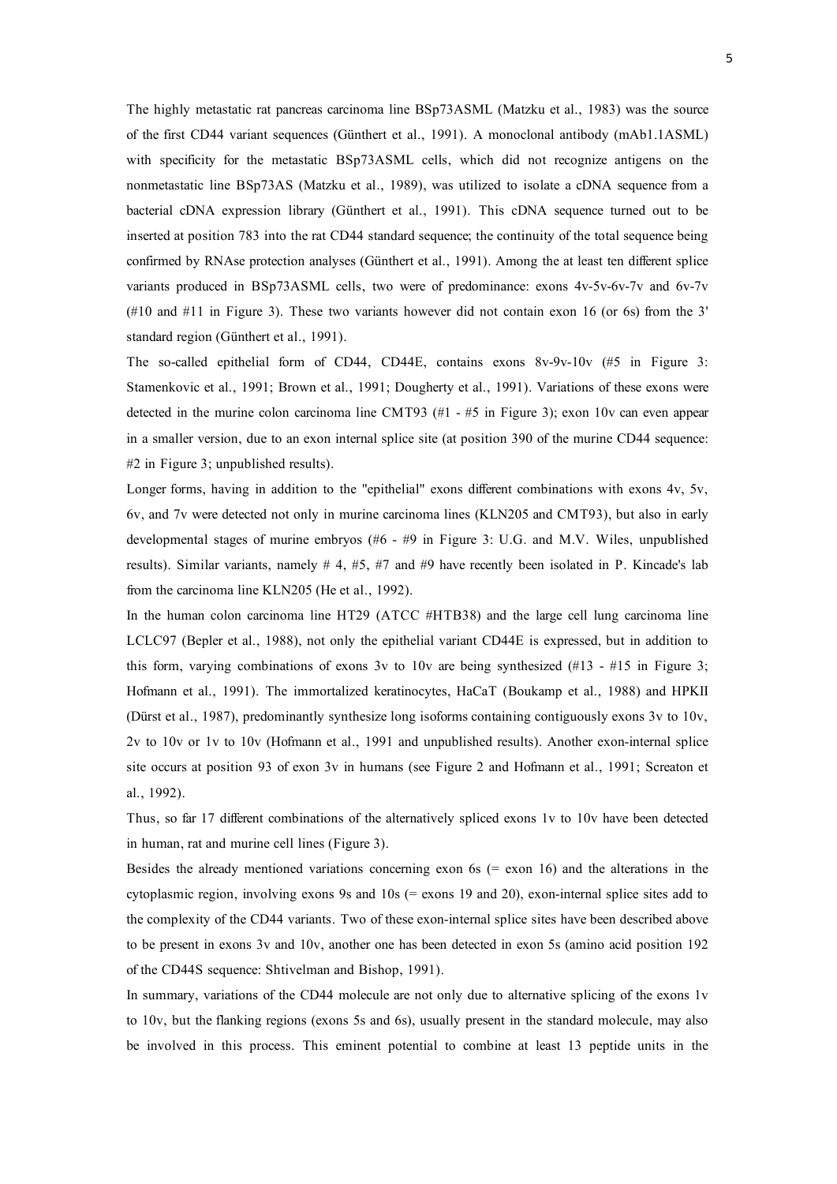The highly metastatic rat pancreas carcinoma line BSp73ASML (Matzku et al., 1983) was the source of the first CD44 variant sequences (Günthert et al., 1991). A monoclonal antibody (mAb1.1ASML) with specificity for the metastatic BSp73ASML cells, which did not recognize antigens on the nonmetastatic line BSp73AS (Matzku et al., 1989), was utilized to isolate a cDNA sequence from a bacterial cDNA expression library (Günthert et al., 1991). This cDNA sequence turned out to be inserted at position 783 into the rat CD44 standard sequence; the continuity of the total sequence being confirmed by RNAse protection analyses (Günthert et al., 1991). Among the at least ten different splice variants produced in BSp73ASML cells, two were of predominance: exons 4v-5v-6v-7v and 6v-7v (#10 and #11 in Figure 3). These two variants however did not contain exon 16 (or 6s) from the 3' standard region (Günthert et al., 1991).

The so-called epithelial form of CD44, CD44E, contains exons 8v-9v-10v (#5 in Figure 3: Stamenkovic et al., 1991; Brown et al., 1991; Dougherty et al., 1991). Variations of these exons were detected in the murine colon carcinoma line CMT93 (#1 - #5 in Figure 3); exon 10v can even appear in a smaller version, due to an exon internal splice site (at position 390 of the murine CD44 sequence: #2 in Figure 3; unpublished results).

Longer forms, having in addition to the "epithelial" exons different combinations with exons 4v, 5v, 6v, and 7v were detected not only in murine carcinoma lines (KLN205 and CMT93), but also in early developmental stages of murine embryos (#6 - #9 in Figure 3: U.G. and M.V. Wiles, unpublished results). Similar variants, namely # 4, #5, #7 and #9 have recently been isolated in P. Kincade's lab from the carcinoma line KLN205 (He et al., 1992).

In the human colon carcinoma line HT29 (ATCC #HTB38) and the large cell lung carcinoma line LCLC97 (Bepler et al., 1988), not only the epithelial variant CD44E is expressed, but in addition to this form, varying combinations of exons 3v to 10v are being synthesized (#13 - #15 in Figure 3; Hofmann et al., 1991). The immortalized keratinocytes, HaCaT (Boukamp et al., 1988) and HPKII (Dürst et al., 1987), predominantly synthesize long isoforms containing contiguously exons 3v to 10v, 2v to 10v or 1v to 10v (Hofmann et al., 1991 and unpublished results). Another exon-internal splice site occurs at position 93 of exon 3v in humans (see Figure 2 and Hofmann et al., 1991; Screaton et al., 1992).

Thus, so far 17 different combinations of the alternatively spliced exons 1v to 10v have been detected in human, rat and murine cell lines (Figure 3).

Besides the already mentioned variations concerning exon 6s (= exon 16) and the alterations in the cytoplasmic region, involving exons 9s and 10s (= exons 19 and 20), exon-internal splice sites add to the complexity of the CD44 variants. Two of these exon-internal splice sites have been described above to be present in exons 3v and 10v, another one has been detected in exon 5s (amino acid position 192 of the CD44S sequence: Shtivelman and Bishop, 1991).

In summary, variations of the CD44 molecule are not only due to alternative splicing of the exons 1v to 10v, but the flanking regions (exons 5s and 6s), usually present in the standard molecule, may also be involved in this process. This eminent potential to combine at least 13 peptide units in the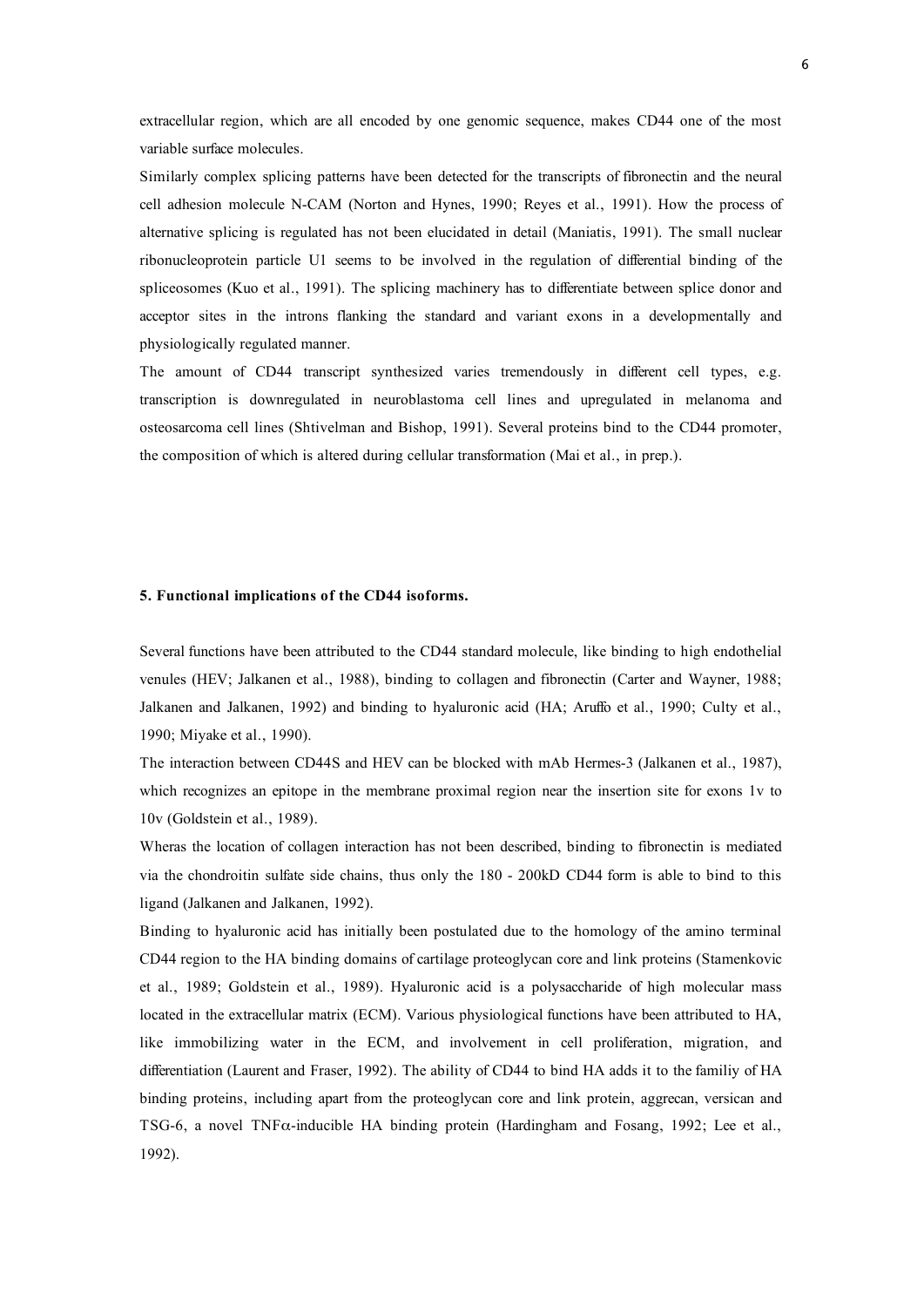extracellular region, which are all encoded by one genomic sequence, makes CD44 one of the most variable surface molecules.

Similarly complex splicing patterns have been detected for the transcripts of fibronectin and the neural cell adhesion molecule N-CAM (Norton and Hynes, 1990; Reyes et al., 1991). How the process of alternative splicing is regulated has not been elucidated in detail (Maniatis, 1991). The small nuclear ribonucleoprotein particle U1 seems to be involved in the regulation of differential binding of the spliceosomes (Kuo et al., 1991). The splicing machinery has to differentiate between splice donor and acceptor sites in the introns flanking the standard and variant exons in a developmentally and physiologically regulated manner.

The amount of CD44 transcript synthesized varies tremendously in different cell types, e.g. transcription is downregulated in neuroblastoma cell lines and upregulated in melanoma and osteosarcoma cell lines (Shtivelman and Bishop, 1991). Several proteins bind to the CD44 promoter, the composition of which is altered during cellular transformation (Mai et al., in prep.).

**5. Functional implications of the CD44 isoforms.**

Several functions have been attributed to the CD44 standard molecule, like binding to high endothelial venules (HEV; Jalkanen et al., 1988), binding to collagen and fibronectin (Carter and Wayner, 1988; Jalkanen and Jalkanen, 1992) and binding to hyaluronic acid (HA; Aruffo et al., 1990; Culty et al., 1990; Miyake et al., 1990).

The interaction between CD44S and HEV can be blocked with mAb Hermes-3 (Jalkanen et al., 1987), which recognizes an epitope in the membrane proximal region near the insertion site for exons 1v to 10v (Goldstein et al., 1989).

Wheras the location of collagen interaction has not been described, binding to fibronectin is mediated via the chondroitin sulfate side chains, thus only the 180 - 200kD CD44 form is able to bind to this ligand (Jalkanen and Jalkanen, 1992).

Binding to hyaluronic acid has initially been postulated due to the homology of the amino terminal CD44 region to the HA binding domains of cartilage proteoglycan core and link proteins (Stamenkovic et al., 1989; Goldstein et al., 1989). Hyaluronic acid is a polysaccharide of high molecular mass located in the extracellular matrix (ECM). Various physiological functions have been attributed to HA, like immobilizing water in the ECM, and involvement in cell proliferation, migration, and differentiation (Laurent and Fraser, 1992). The ability of CD44 to bind HA adds it to the familiy of HA binding proteins, including apart from the proteoglycan core and link protein, aggrecan, versican and TSG-6, a novel TNF$\alpha$-inducible HA binding protein (Hardingham and Fosang, 1992; Lee et al., 1992).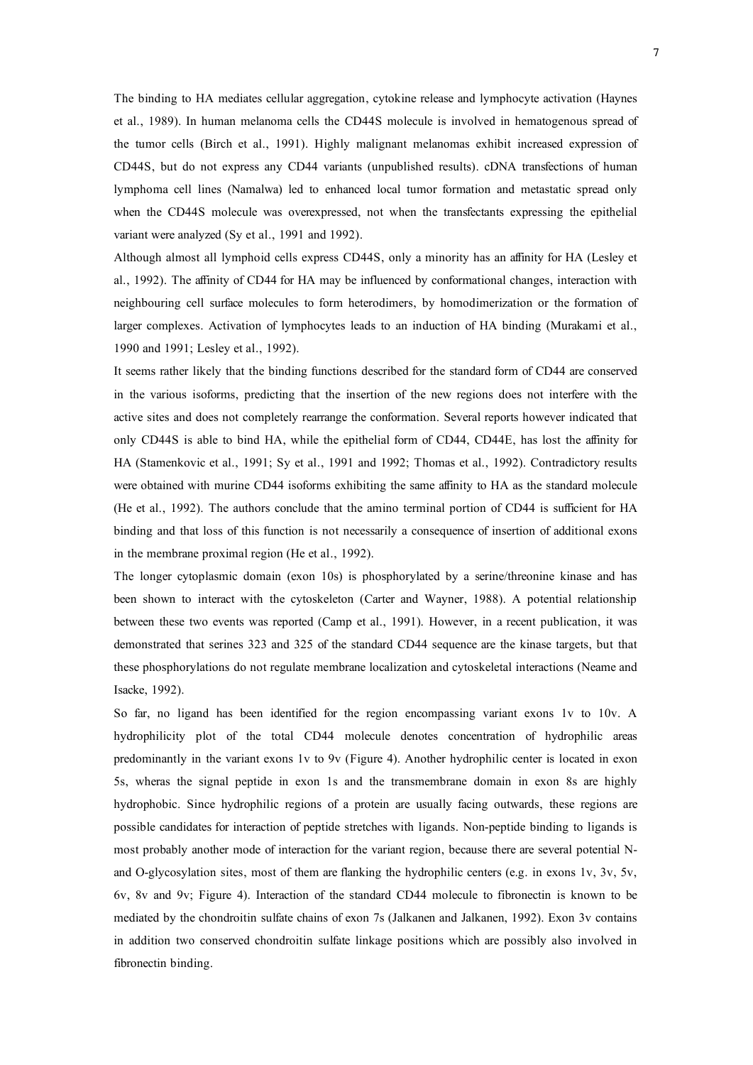The binding to HA mediates cellular aggregation, cytokine release and lymphocyte activation (Haynes et al., 1989). In human melanoma cells the CD44S molecule is involved in hematogenous spread of the tumor cells (Birch et al., 1991). Highly malignant melanomas exhibit increased expression of CD44S, but do not express any CD44 variants (unpublished results). cDNA transfections of human lymphoma cell lines (Namalwa) led to enhanced local tumor formation and metastatic spread only when the CD44S molecule was overexpressed, not when the transfectants expressing the epithelial variant were analyzed (Sy et al., 1991 and 1992).

Although almost all lymphoid cells express CD44S, only a minority has an affinity for HA (Lesley et al., 1992). The affinity of CD44 for HA may be influenced by conformational changes, interaction with neighbouring cell surface molecules to form heterodimers, by homodimerization or the formation of larger complexes. Activation of lymphocytes leads to an induction of HA binding (Murakami et al., 1990 and 1991; Lesley et al., 1992).

It seems rather likely that the binding functions described for the standard form of CD44 are conserved in the various isoforms, predicting that the insertion of the new regions does not interfere with the active sites and does not completely rearrange the conformation. Several reports however indicated that only CD44S is able to bind HA, while the epithelial form of CD44, CD44E, has lost the affinity for HA (Stamenkovic et al., 1991; Sy et al., 1991 and 1992; Thomas et al., 1992). Contradictory results were obtained with murine CD44 isoforms exhibiting the same affinity to HA as the standard molecule (He et al., 1992). The authors conclude that the amino terminal portion of CD44 is sufficient for HA binding and that loss of this function is not necessarily a consequence of insertion of additional exons in the membrane proximal region (He et al., 1992).

The longer cytoplasmic domain (exon 10s) is phosphorylated by a serine/threonine kinase and has been shown to interact with the cytoskeleton (Carter and Wayner, 1988). A potential relationship between these two events was reported (Camp et al., 1991). However, in a recent publication, it was demonstrated that serines 323 and 325 of the standard CD44 sequence are the kinase targets, but that these phosphorylations do not regulate membrane localization and cytoskeletal interactions (Neame and Isacke, 1992).

So far, no ligand has been identified for the region encompassing variant exons 1v to 10v. A hydrophilicity plot of the total CD44 molecule denotes concentration of hydrophilic areas predominantly in the variant exons 1v to 9v (Figure 4). Another hydrophilic center is located in exon 5s, wheras the signal peptide in exon 1s and the transmembrane domain in exon 8s are highly hydrophobic. Since hydrophilic regions of a protein are usually facing outwards, these regions are possible candidates for interaction of peptide stretches with ligands. Non-peptide binding to ligands is most probably another mode of interaction for the variant region, because there are several potential N- and O-glycosylation sites, most of them are flanking the hydrophilic centers (e.g. in exons 1v, 3v, 5v, 6v, 8v and 9v; Figure 4). Interaction of the standard CD44 molecule to fibronectin is known to be mediated by the chondroitin sulfate chains of exon 7s (Jalkanen and Jalkanen, 1992). Exon 3v contains in addition two conserved chondroitin sulfate linkage positions which are possibly also involved in fibronectin binding.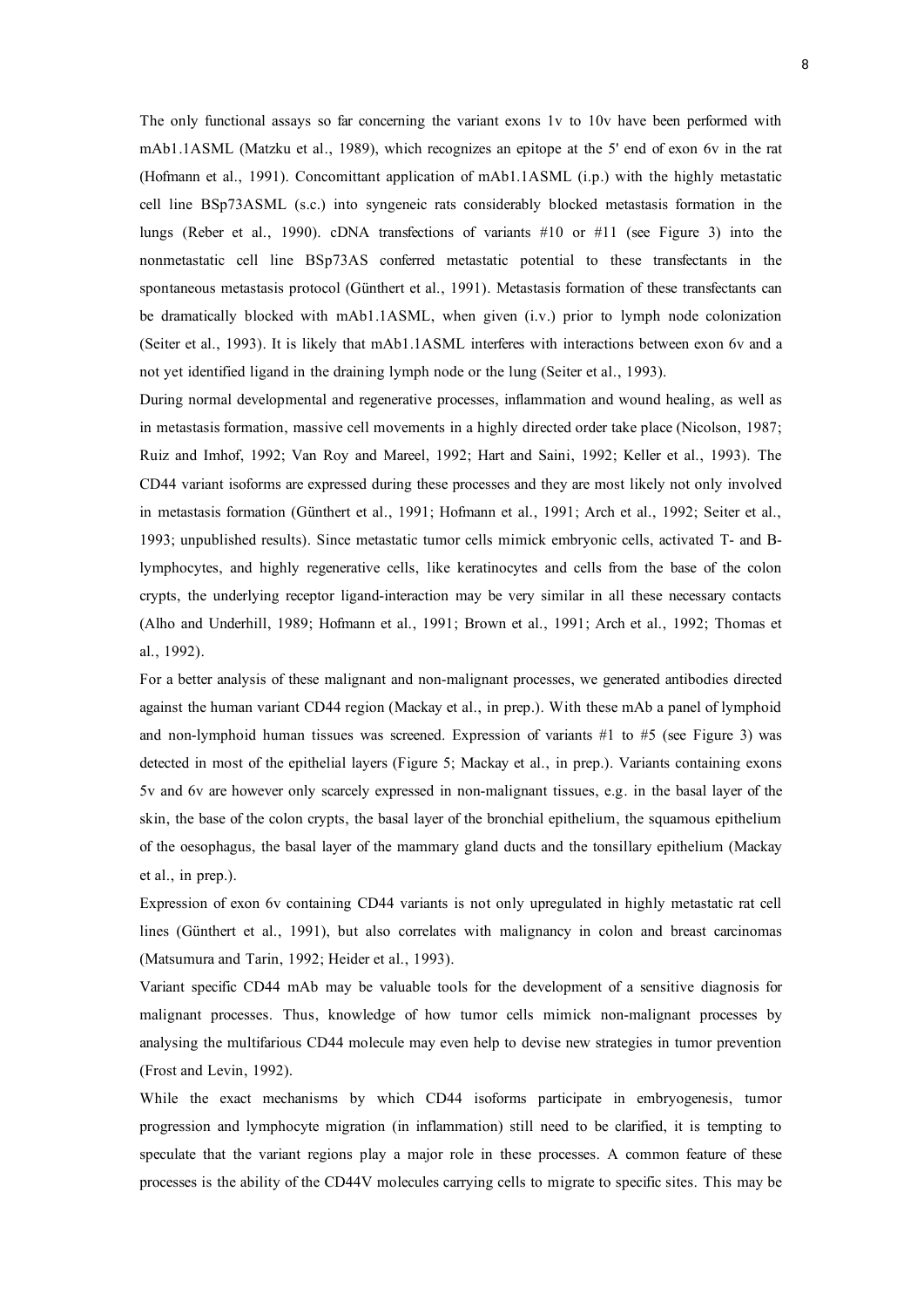The only functional assays so far concerning the variant exons 1v to 10v have been performed with mAb1.1ASML (Matzku et al., 1989), which recognizes an epitope at the 5' end of exon 6v in the rat (Hofmann et al., 1991). Concomittant application of mAb1.1ASML (i.p.) with the highly metastatic cell line BSp73ASML (s.c.) into syngeneic rats considerably blocked metastasis formation in the lungs (Reber et al., 1990). cDNA transfections of variants #10 or #11 (see Figure 3) into the nonmetastatic cell line BSp73AS conferred metastatic potential to these transfectants in the spontaneous metastasis protocol (Günthert et al., 1991). Metastasis formation of these transfectants can be dramatically blocked with mAb1.1ASML, when given (i.v.) prior to lymph node colonization (Seiter et al., 1993). It is likely that mAb1.1ASML interferes with interactions between exon 6v and a not yet identified ligand in the draining lymph node or the lung (Seiter et al., 1993).

During normal developmental and regenerative processes, inflammation and wound healing, as well as in metastasis formation, massive cell movements in a highly directed order take place (Nicolson, 1987; Ruiz and Imhof, 1992; Van Roy and Mareel, 1992; Hart and Saini, 1992; Keller et al., 1993). The CD44 variant isoforms are expressed during these processes and they are most likely not only involved in metastasis formation (Günthert et al., 1991; Hofmann et al., 1991; Arch et al., 1992; Seiter et al., 1993; unpublished results). Since metastatic tumor cells mimick embryonic cells, activated T- and B-lymphocytes, and highly regenerative cells, like keratinocytes and cells from the base of the colon crypts, the underlying receptor ligand-interaction may be very similar in all these necessary contacts (Alho and Underhill, 1989; Hofmann et al., 1991; Brown et al., 1991; Arch et al., 1992; Thomas et al., 1992).

For a better analysis of these malignant and non-malignant processes, we generated antibodies directed against the human variant CD44 region (Mackay et al., in prep.). With these mAb a panel of lymphoid and non-lymphoid human tissues was screened. Expression of variants #1 to #5 (see Figure 3) was detected in most of the epithelial layers (Figure 5; Mackay et al., in prep.). Variants containing exons 5v and 6v are however only scarcely expressed in non-malignant tissues, e.g. in the basal layer of the skin, the base of the colon crypts, the basal layer of the bronchial epithelium, the squamous epithelium of the oesophagus, the basal layer of the mammary gland ducts and the tonsillary epithelium (Mackay et al., in prep.).

Expression of exon 6v containing CD44 variants is not only upregulated in highly metastatic rat cell lines (Günthert et al., 1991), but also correlates with malignancy in colon and breast carcinomas (Matsumura and Tarin, 1992; Heider et al., 1993).

Variant specific CD44 mAb may be valuable tools for the development of a sensitive diagnosis for malignant processes. Thus, knowledge of how tumor cells mimick non-malignant processes by analysing the multifarious CD44 molecule may even help to devise new strategies in tumor prevention (Frost and Levin, 1992).

While the exact mechanisms by which CD44 isoforms participate in embryogenesis, tumor progression and lymphocyte migration (in inflammation) still need to be clarified, it is tempting to speculate that the variant regions play a major role in these processes. A common feature of these processes is the ability of the CD44V molecules carrying cells to migrate to specific sites. This may be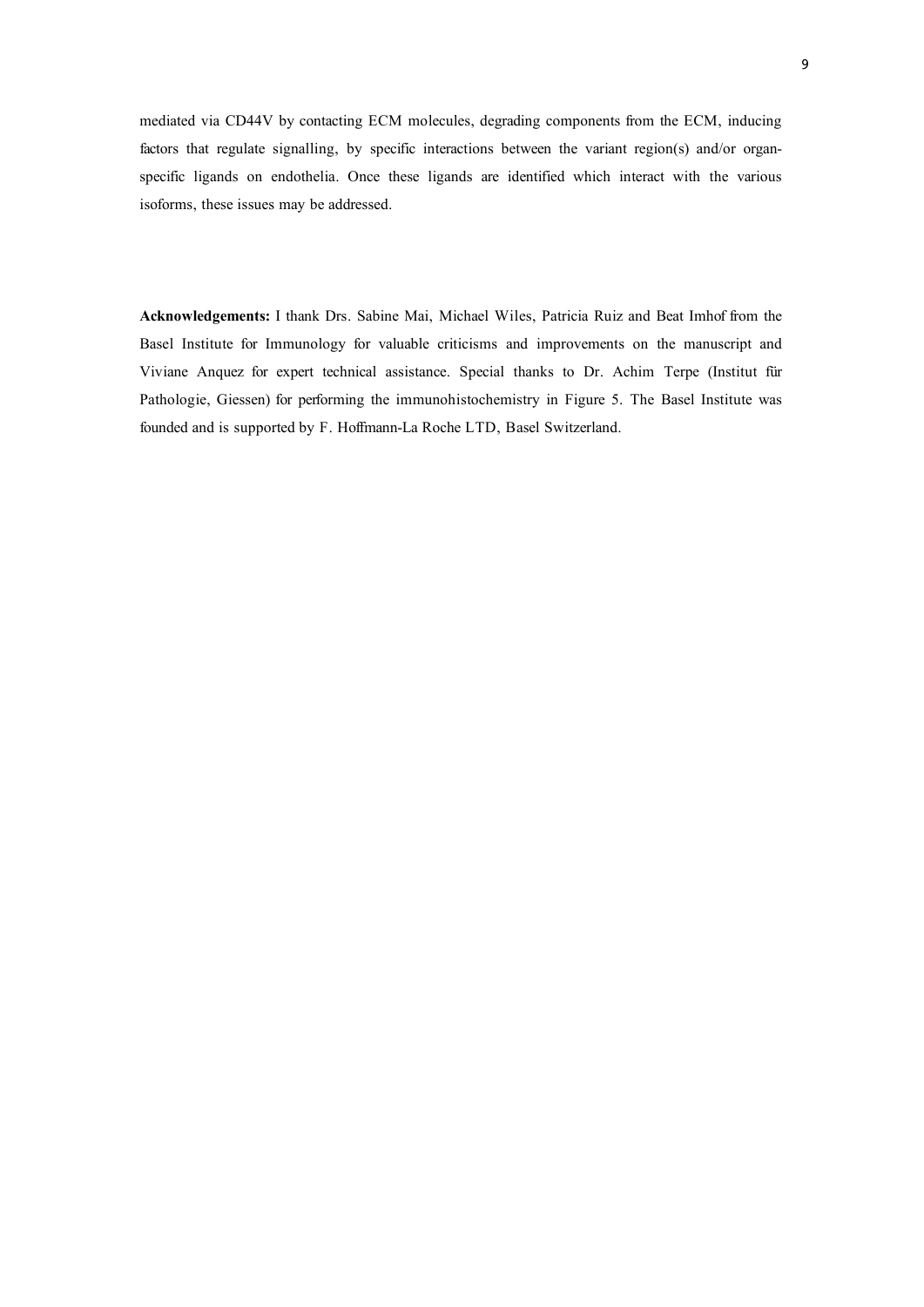mediated via CD44V by contacting ECM molecules, degrading components from the ECM, inducing factors that regulate signalling, by specific interactions between the variant region(s) and/or organ-specific ligands on endothelia. Once these ligands are identified which interact with the various isoforms, these issues may be addressed.

**Acknowledgements:** I thank Drs. Sabine Mai, Michael Wiles, Patricia Ruiz and Beat Imhof from the Basel Institute for Immunology for valuable criticisms and improvements on the manuscript and Viviane Anquez for expert technical assistance. Special thanks to Dr. Achim Terpe (Institut für Pathologie, Giessen) for performing the immunohistochemistry in Figure 5. The Basel Institute was founded and is supported by F. Hoffmann-La Roche LTD, Basel Switzerland.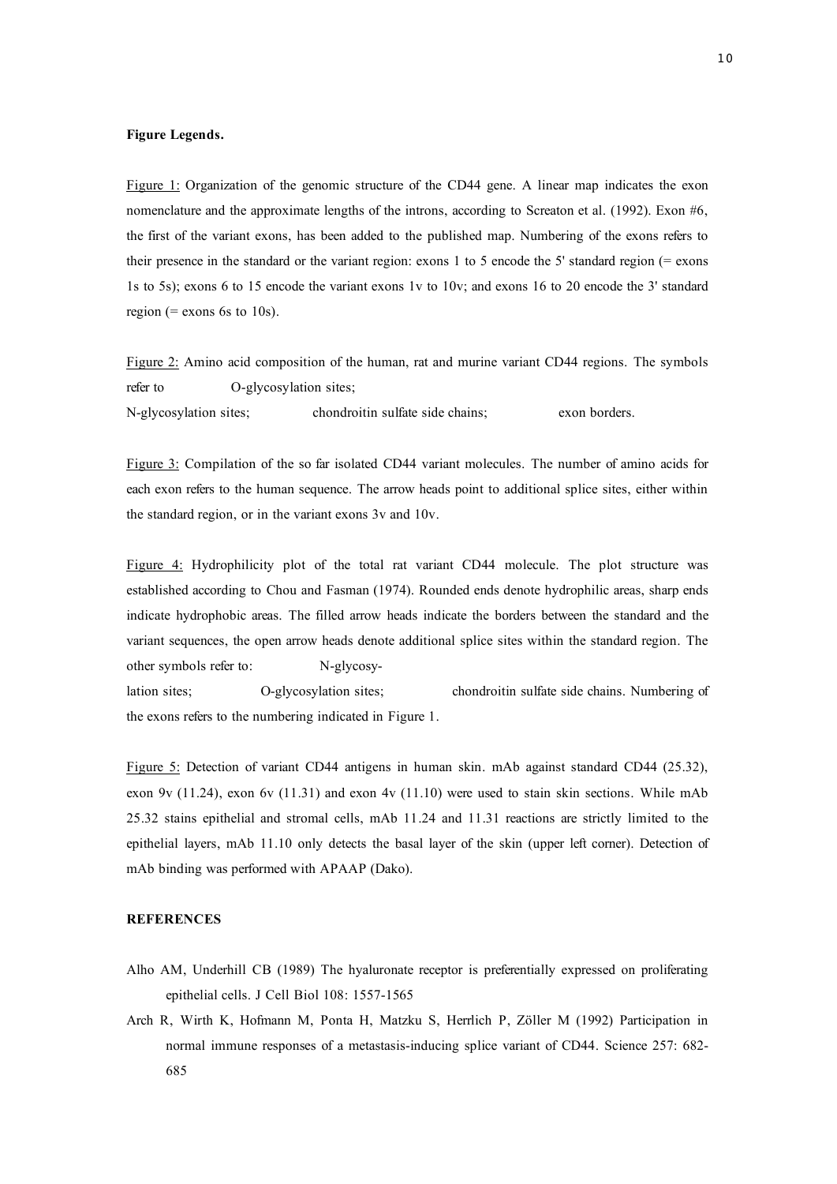**Figure Legends.**

Figure 1: Organization of the genomic structure of the CD44 gene. A linear map indicates the exon nomenclature and the approximate lengths of the introns, according to Screaton et al. (1992). Exon #6, the first of the variant exons, has been added to the published map. Numbering of the exons refers to their presence in the standard or the variant region: exons 1 to 5 encode the 5' standard region (= exons 1s to 5s); exons 6 to 15 encode the variant exons 1v to 10v; and exons 16 to 20 encode the 3' standard region (= exons 6s to 10s).

Figure 2: Amino acid composition of the human, rat and murine variant CD44 regions. The symbols refer to O-glycosylation sites; N-glycosylation sites; chondroitin sulfate side chains; exon borders.

Figure 3: Compilation of the so far isolated CD44 variant molecules. The number of amino acids for each exon refers to the human sequence. The arrow heads point to additional splice sites, either within the standard region, or in the variant exons 3v and 10v.

Figure 4: Hydrophilicity plot of the total rat variant CD44 molecule. The plot structure was established according to Chou and Fasman (1974). Rounded ends denote hydrophilic areas, sharp ends indicate hydrophobic areas. The filled arrow heads indicate the borders between the standard and the variant sequences, the open arrow heads denote additional splice sites within the standard region. The other symbols refer to: N-glycosylation sites; O-glycosylation sites; chondroitin sulfate side chains. Numbering of the exons refers to the numbering indicated in Figure 1.

Figure 5: Detection of variant CD44 antigens in human skin. mAb against standard CD44 (25.32), exon 9v (11.24), exon 6v (11.31) and exon 4v (11.10) were used to stain skin sections. While mAb 25.32 stains epithelial and stromal cells, mAb 11.24 and 11.31 reactions are strictly limited to the epithelial layers, mAb 11.10 only detects the basal layer of the skin (upper left corner). Detection of mAb binding was performed with APAAP (Dako).

**REFERENCES**

Alho AM, Underhill CB (1989) The hyaluronate receptor is preferentially expressed on proliferating epithelial cells. J Cell Biol 108: 1557-1565

Arch R, Wirth K, Hofmann M, Ponta H, Matzku S, Herrlich P, Zöller M (1992) Participation in normal immune responses of a metastasis-inducing splice variant of CD44. Science 257: 682-685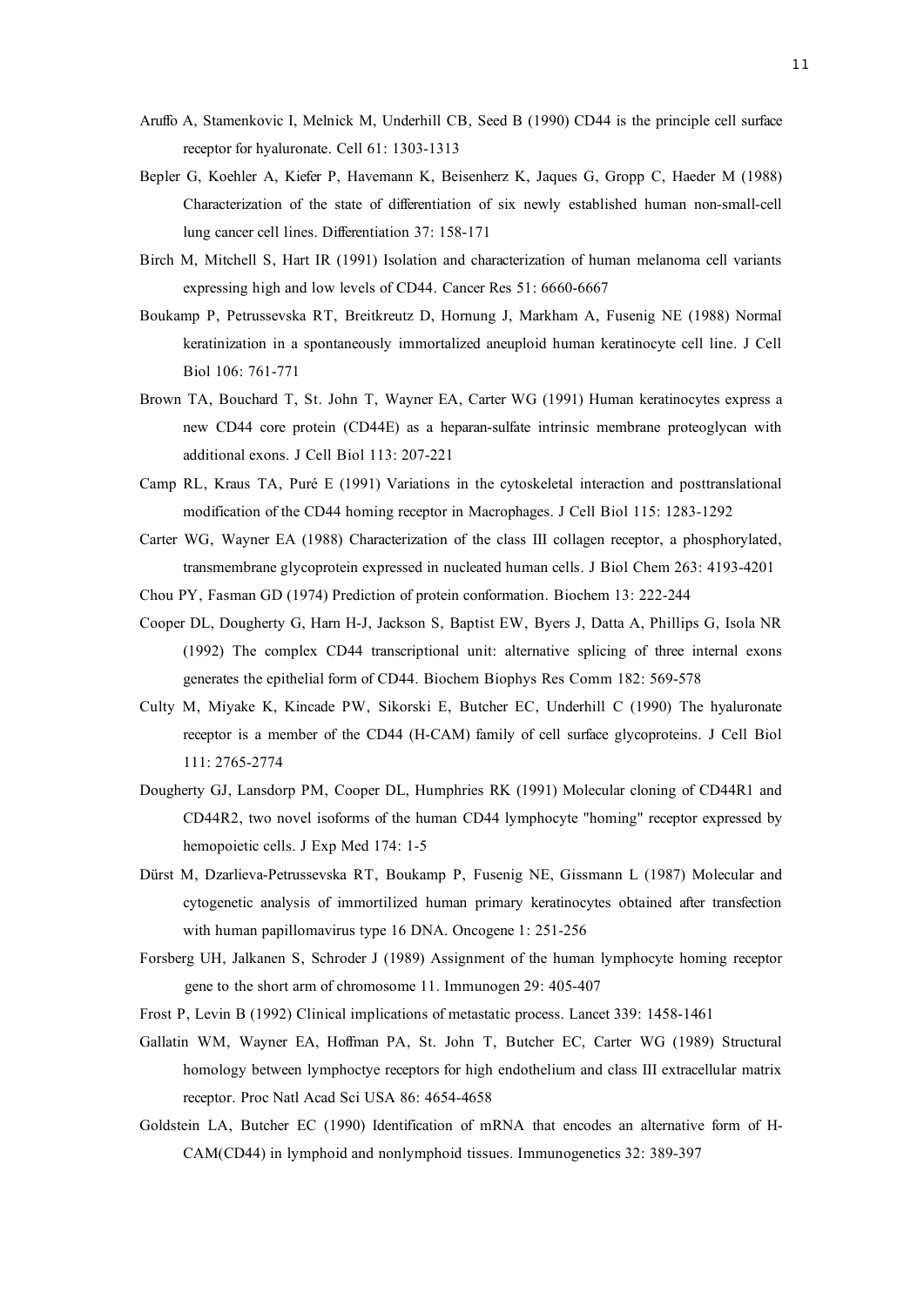Aruffo A, Stamenkovic I, Melnick M, Underhill CB, Seed B (1990) CD44 is the principle cell surface receptor for hyaluronate. Cell 61: 1303-1313

Bepler G, Koehler A, Kiefer P, Havemann K, Beisenherz K, Jaques G, Gropp C, Haeder M (1988) Characterization of the state of differentiation of six newly established human non-small-cell lung cancer cell lines. Differentiation 37: 158-171

Birch M, Mitchell S, Hart IR (1991) Isolation and characterization of human melanoma cell variants expressing high and low levels of CD44. Cancer Res 51: 6660-6667

Boukamp P, Petrussevska RT, Breitkreutz D, Hornung J, Markham A, Fusenig NE (1988) Normal keratinization in a spontaneously immortalized aneuploid human keratinocyte cell line. J Cell Biol 106: 761-771

Brown TA, Bouchard T, St. John T, Wayner EA, Carter WG (1991) Human keratinocytes express a new CD44 core protein (CD44E) as a heparan-sulfate intrinsic membrane proteoglycan with additional exons. J Cell Biol 113: 207-221

Camp RL, Kraus TA, Puré E (1991) Variations in the cytoskeletal interaction and posttranslational modification of the CD44 homing receptor in Macrophages. J Cell Biol 115: 1283-1292

Carter WG, Wayner EA (1988) Characterization of the class III collagen receptor, a phosphorylated, transmembrane glycoprotein expressed in nucleated human cells. J Biol Chem 263: 4193-4201

Chou PY, Fasman GD (1974) Prediction of protein conformation. Biochem 13: 222-244

Cooper DL, Dougherty G, Harn H-J, Jackson S, Baptist EW, Byers J, Datta A, Phillips G, Isola NR (1992) The complex CD44 transcriptional unit: alternative splicing of three internal exons generates the epithelial form of CD44. Biochem Biophys Res Comm 182: 569-578

Culty M, Miyake K, Kincade PW, Sikorski E, Butcher EC, Underhill C (1990) The hyaluronate receptor is a member of the CD44 (H-CAM) family of cell surface glycoproteins. J Cell Biol 111: 2765-2774

Dougherty GJ, Lansdorp PM, Cooper DL, Humphries RK (1991) Molecular cloning of CD44R1 and CD44R2, two novel isoforms of the human CD44 lymphocyte "homing" receptor expressed by hemopoietic cells. J Exp Med 174: 1-5

Dürst M, Dzarlieva-Petrussevska RT, Boukamp P, Fusenig NE, Gissmann L (1987) Molecular and cytogenetic analysis of immortilized human primary keratinocytes obtained after transfection with human papillomavirus type 16 DNA. Oncogene 1: 251-256

Forsberg UH, Jalkanen S, Schroder J (1989) Assignment of the human lymphocyte homing receptor gene to the short arm of chromosome 11. Immunogen 29: 405-407

Frost P, Levin B (1992) Clinical implications of metastatic process. Lancet 339: 1458-1461

Gallatin WM, Wayner EA, Hoffman PA, St. John T, Butcher EC, Carter WG (1989) Structural homology between lymphoctye receptors for high endothelium and class III extracellular matrix receptor. Proc Natl Acad Sci USA 86: 4654-4658

Goldstein LA, Butcher EC (1990) Identification of mRNA that encodes an alternative form of H-CAM(CD44) in lymphoid and nonlymphoid tissues. Immunogenetics 32: 389-397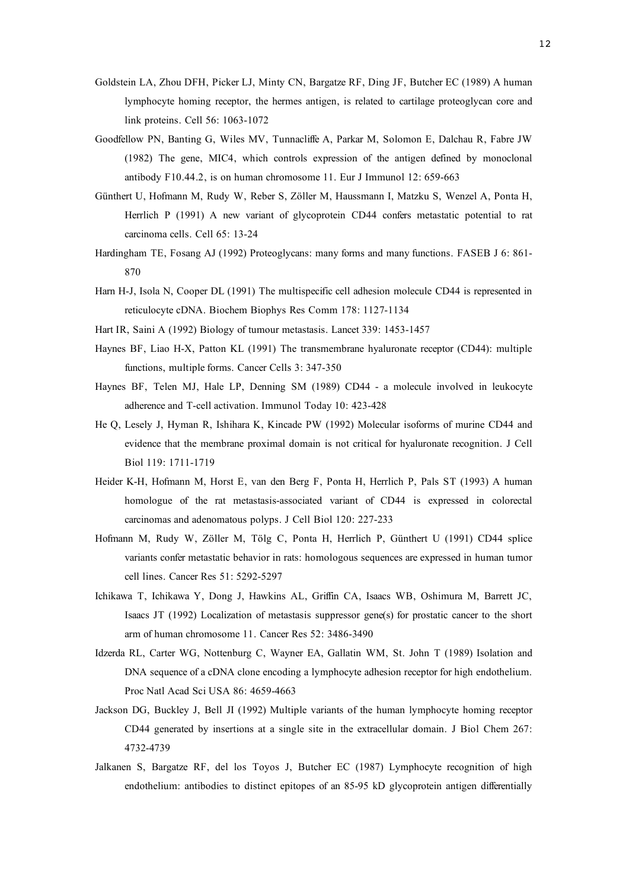Goldstein LA, Zhou DFH, Picker LJ, Minty CN, Bargatze RF, Ding JF, Butcher EC (1989) A human lymphocyte homing receptor, the hermes antigen, is related to cartilage proteoglycan core and link proteins. Cell 56: 1063-1072

Goodfellow PN, Banting G, Wiles MV, Tunnacliffe A, Parkar M, Solomon E, Dalchau R, Fabre JW (1982) The gene, MIC4, which controls expression of the antigen defined by monoclonal antibody F10.44.2, is on human chromosome 11. Eur J Immunol 12: 659-663

Günthert U, Hofmann M, Rudy W, Reber S, Zöller M, Haussmann I, Matzku S, Wenzel A, Ponta H, Herrlich P (1991) A new variant of glycoprotein CD44 confers metastatic potential to rat carcinoma cells. Cell 65: 13-24

Hardingham TE, Fosang AJ (1992) Proteoglycans: many forms and many functions. FASEB J 6: 861-870

Harn H-J, Isola N, Cooper DL (1991) The multispecific cell adhesion molecule CD44 is represented in reticulocyte cDNA. Biochem Biophys Res Comm 178: 1127-1134

Hart IR, Saini A (1992) Biology of tumour metastasis. Lancet 339: 1453-1457

Haynes BF, Liao H-X, Patton KL (1991) The transmembrane hyaluronate receptor (CD44): multiple functions, multiple forms. Cancer Cells 3: 347-350

Haynes BF, Telen MJ, Hale LP, Denning SM (1989) CD44 - a molecule involved in leukocyte adherence and T-cell activation. Immunol Today 10: 423-428

He Q, Lesely J, Hyman R, Ishihara K, Kincade PW (1992) Molecular isoforms of murine CD44 and evidence that the membrane proximal domain is not critical for hyaluronate recognition. J Cell Biol 119: 1711-1719

Heider K-H, Hofmann M, Horst E, van den Berg F, Ponta H, Herrlich P, Pals ST (1993) A human homologue of the rat metastasis-associated variant of CD44 is expressed in colorectal carcinomas and adenomatous polyps. J Cell Biol 120: 227-233

Hofmann M, Rudy W, Zöller M, Tölg C, Ponta H, Herrlich P, Günthert U (1991) CD44 splice variants confer metastatic behavior in rats: homologous sequences are expressed in human tumor cell lines. Cancer Res 51: 5292-5297

Ichikawa T, Ichikawa Y, Dong J, Hawkins AL, Griffin CA, Isaacs WB, Oshimura M, Barrett JC, Isaacs JT (1992) Localization of metastasis suppressor gene(s) for prostatic cancer to the short arm of human chromosome 11. Cancer Res 52: 3486-3490

Idzerda RL, Carter WG, Nottenburg C, Wayner EA, Gallatin WM, St. John T (1989) Isolation and DNA sequence of a cDNA clone encoding a lymphocyte adhesion receptor for high endothelium. Proc Natl Acad Sci USA 86: 4659-4663

Jackson DG, Buckley J, Bell JI (1992) Multiple variants of the human lymphocyte homing receptor CD44 generated by insertions at a single site in the extracellular domain. J Biol Chem 267: 4732-4739

Jalkanen S, Bargatze RF, del los Toyos J, Butcher EC (1987) Lymphocyte recognition of high endothelium: antibodies to distinct epitopes of an 85-95 kD glycoprotein antigen differentially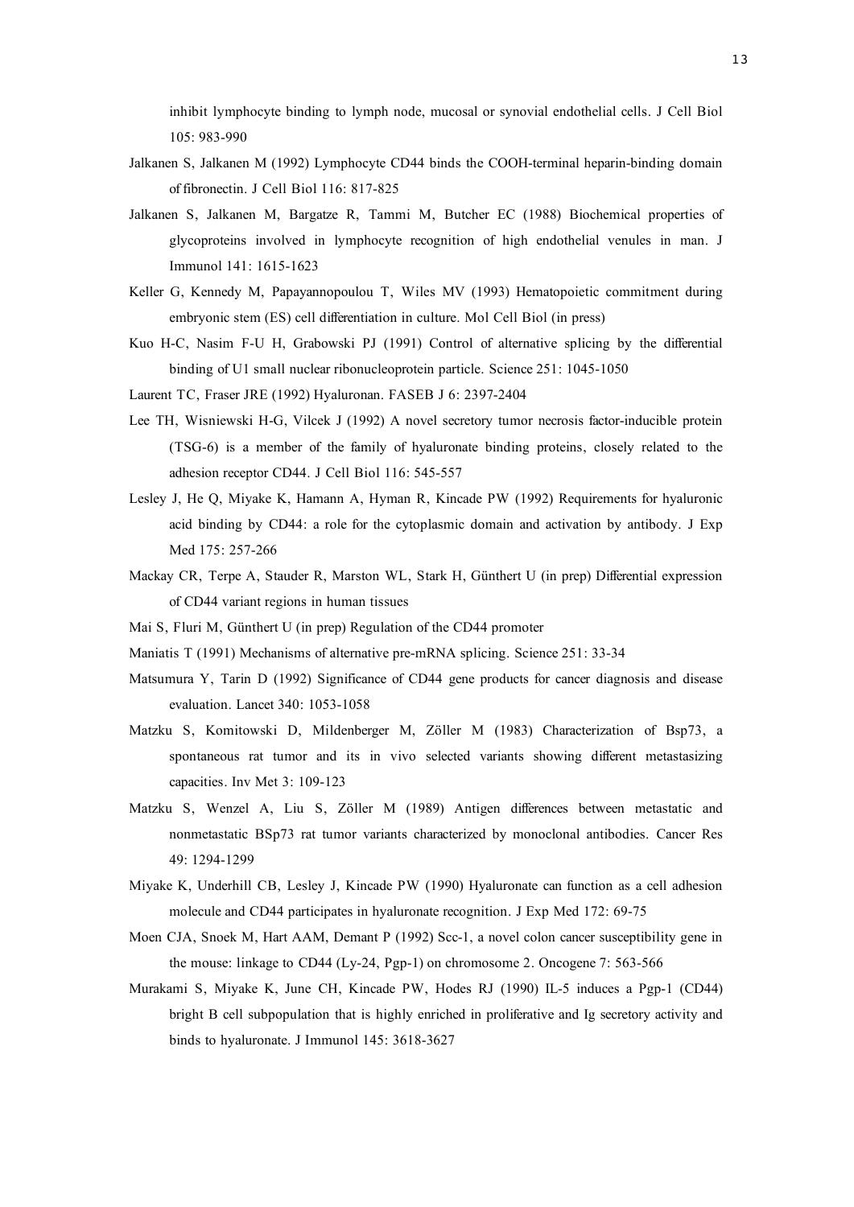inhibit lymphocyte binding to lymph node, mucosal or synovial endothelial cells. J Cell Biol 105: 983-990

Jalkanen S, Jalkanen M (1992) Lymphocyte CD44 binds the COOH-terminal heparin-binding domain of fibronectin. J Cell Biol 116: 817-825

Jalkanen S, Jalkanen M, Bargatze R, Tammi M, Butcher EC (1988) Biochemical properties of glycoproteins involved in lymphocyte recognition of high endothelial venules in man. J Immunol 141: 1615-1623

Keller G, Kennedy M, Papayannopoulou T, Wiles MV (1993) Hematopoietic commitment during embryonic stem (ES) cell differentiation in culture. Mol Cell Biol (in press)

Kuo H-C, Nasim F-U H, Grabowski PJ (1991) Control of alternative splicing by the differential binding of U1 small nuclear ribonucleoprotein particle. Science 251: 1045-1050

Laurent TC, Fraser JRE (1992) Hyaluronan. FASEB J 6: 2397-2404

Lee TH, Wisniewski H-G, Vilcek J (1992) A novel secretory tumor necrosis factor-inducible protein (TSG-6) is a member of the family of hyaluronate binding proteins, closely related to the adhesion receptor CD44. J Cell Biol 116: 545-557

Lesley J, He Q, Miyake K, Hamann A, Hyman R, Kincade PW (1992) Requirements for hyaluronic acid binding by CD44: a role for the cytoplasmic domain and activation by antibody. J Exp Med 175: 257-266

Mackay CR, Terpe A, Stauder R, Marston WL, Stark H, Günthert U (in prep) Differential expression of CD44 variant regions in human tissues

Mai S, Fluri M, Günthert U (in prep) Regulation of the CD44 promoter

Maniatis T (1991) Mechanisms of alternative pre-mRNA splicing. Science 251: 33-34

Matsumura Y, Tarin D (1992) Significance of CD44 gene products for cancer diagnosis and disease evaluation. Lancet 340: 1053-1058

Matzku S, Komitowski D, Mildenberger M, Zöller M (1983) Characterization of Bsp73, a spontaneous rat tumor and its in vivo selected variants showing different metastasizing capacities. Inv Met 3: 109-123

Matzku S, Wenzel A, Liu S, Zöller M (1989) Antigen differences between metastatic and nonmetastatic BSp73 rat tumor variants characterized by monoclonal antibodies. Cancer Res 49: 1294-1299

Miyake K, Underhill CB, Lesley J, Kincade PW (1990) Hyaluronate can function as a cell adhesion molecule and CD44 participates in hyaluronate recognition. J Exp Med 172: 69-75

Moen CJA, Snoek M, Hart AAM, Demant P (1992) Scc-1, a novel colon cancer susceptibility gene in the mouse: linkage to CD44 (Ly-24, Pgp-1) on chromosome 2. Oncogene 7: 563-566

Murakami S, Miyake K, June CH, Kincade PW, Hodes RJ (1990) IL-5 induces a Pgp-1 (CD44) bright B cell subpopulation that is highly enriched in proliferative and Ig secretory activity and binds to hyaluronate. J Immunol 145: 3618-3627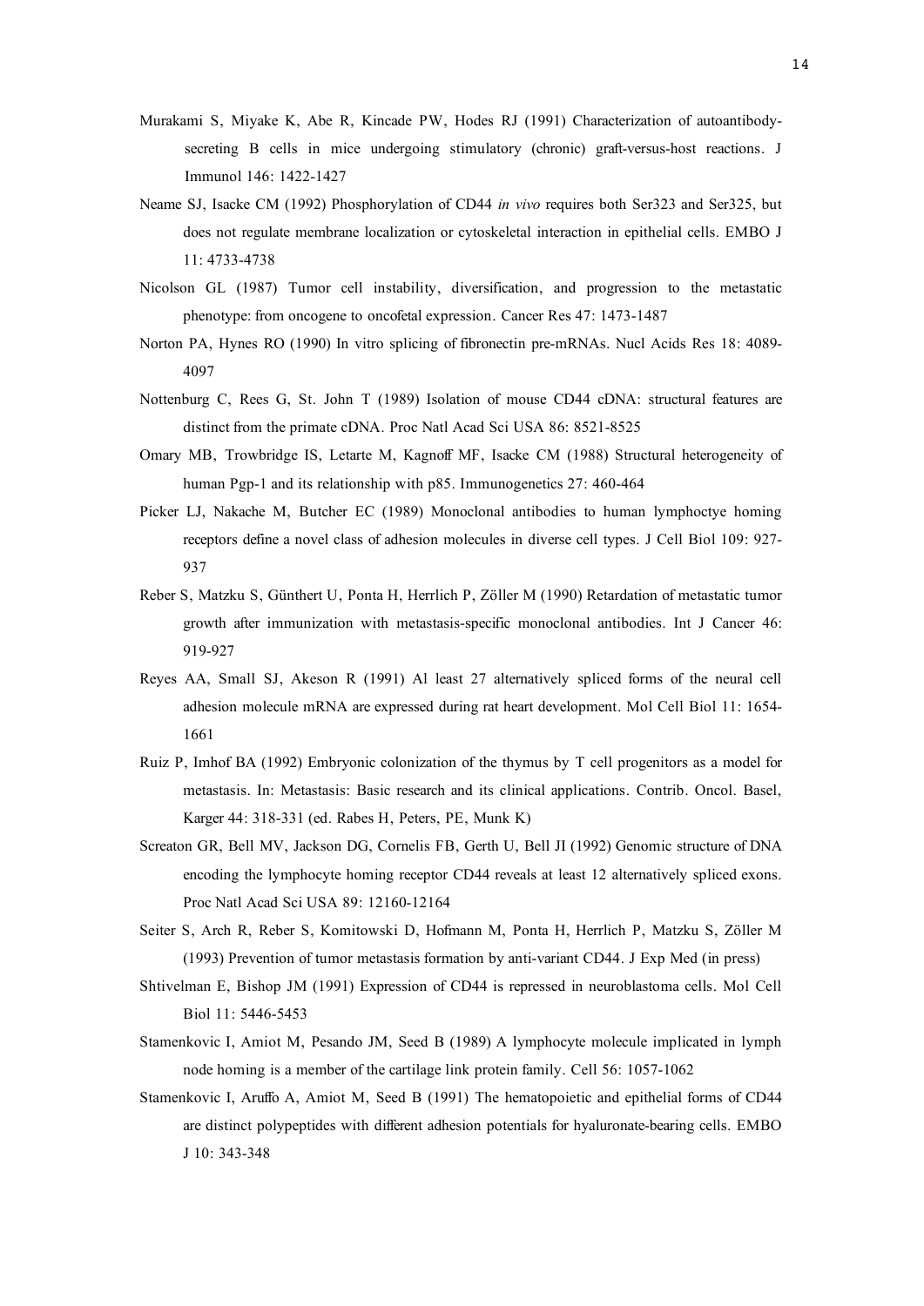Murakami S, Miyake K, Abe R, Kincade PW, Hodes RJ (1991) Characterization of autoantibody-secreting B cells in mice undergoing stimulatory (chronic) graft-versus-host reactions. J Immunol 146: 1422-1427

Neame SJ, Isacke CM (1992) Phosphorylation of CD44 *in vivo* requires both Ser323 and Ser325, but does not regulate membrane localization or cytoskeletal interaction in epithelial cells. EMBO J 11: 4733-4738

Nicolson GL (1987) Tumor cell instability, diversification, and progression to the metastatic phenotype: from oncogene to oncofetal expression. Cancer Res 47: 1473-1487

Norton PA, Hynes RO (1990) In vitro splicing of fibronectin pre-mRNAs. Nucl Acids Res 18: 4089-4097

Nottenburg C, Rees G, St. John T (1989) Isolation of mouse CD44 cDNA: structural features are distinct from the primate cDNA. Proc Natl Acad Sci USA 86: 8521-8525

Omary MB, Trowbridge IS, Letarte M, Kagnoff MF, Isacke CM (1988) Structural heterogeneity of human Pgp-1 and its relationship with p85. Immunogenetics 27: 460-464

Picker LJ, Nakache M, Butcher EC (1989) Monoclonal antibodies to human lymphoctye homing receptors define a novel class of adhesion molecules in diverse cell types. J Cell Biol 109: 927-937

Reber S, Matzku S, Günthert U, Ponta H, Herrlich P, Zöller M (1990) Retardation of metastatic tumor growth after immunization with metastasis-specific monoclonal antibodies. Int J Cancer 46: 919-927

Reyes AA, Small SJ, Akeson R (1991) Al least 27 alternatively spliced forms of the neural cell adhesion molecule mRNA are expressed during rat heart development. Mol Cell Biol 11: 1654-1661

Ruiz P, Imhof BA (1992) Embryonic colonization of the thymus by T cell progenitors as a model for metastasis. In: Metastasis: Basic research and its clinical applications. Contrib. Oncol. Basel, Karger 44: 318-331 (ed. Rabes H, Peters, PE, Munk K)

Screaton GR, Bell MV, Jackson DG, Cornelis FB, Gerth U, Bell JI (1992) Genomic structure of DNA encoding the lymphocyte homing receptor CD44 reveals at least 12 alternatively spliced exons. Proc Natl Acad Sci USA 89: 12160-12164

Seiter S, Arch R, Reber S, Komitowski D, Hofmann M, Ponta H, Herrlich P, Matzku S, Zöller M (1993) Prevention of tumor metastasis formation by anti-variant CD44. J Exp Med (in press)

Shtivelman E, Bishop JM (1991) Expression of CD44 is repressed in neuroblastoma cells. Mol Cell Biol 11: 5446-5453

Stamenkovic I, Amiot M, Pesando JM, Seed B (1989) A lymphocyte molecule implicated in lymph node homing is a member of the cartilage link protein family. Cell 56: 1057-1062

Stamenkovic I, Aruffo A, Amiot M, Seed B (1991) The hematopoietic and epithelial forms of CD44 are distinct polypeptides with different adhesion potentials for hyaluronate-bearing cells. EMBO J 10: 343-348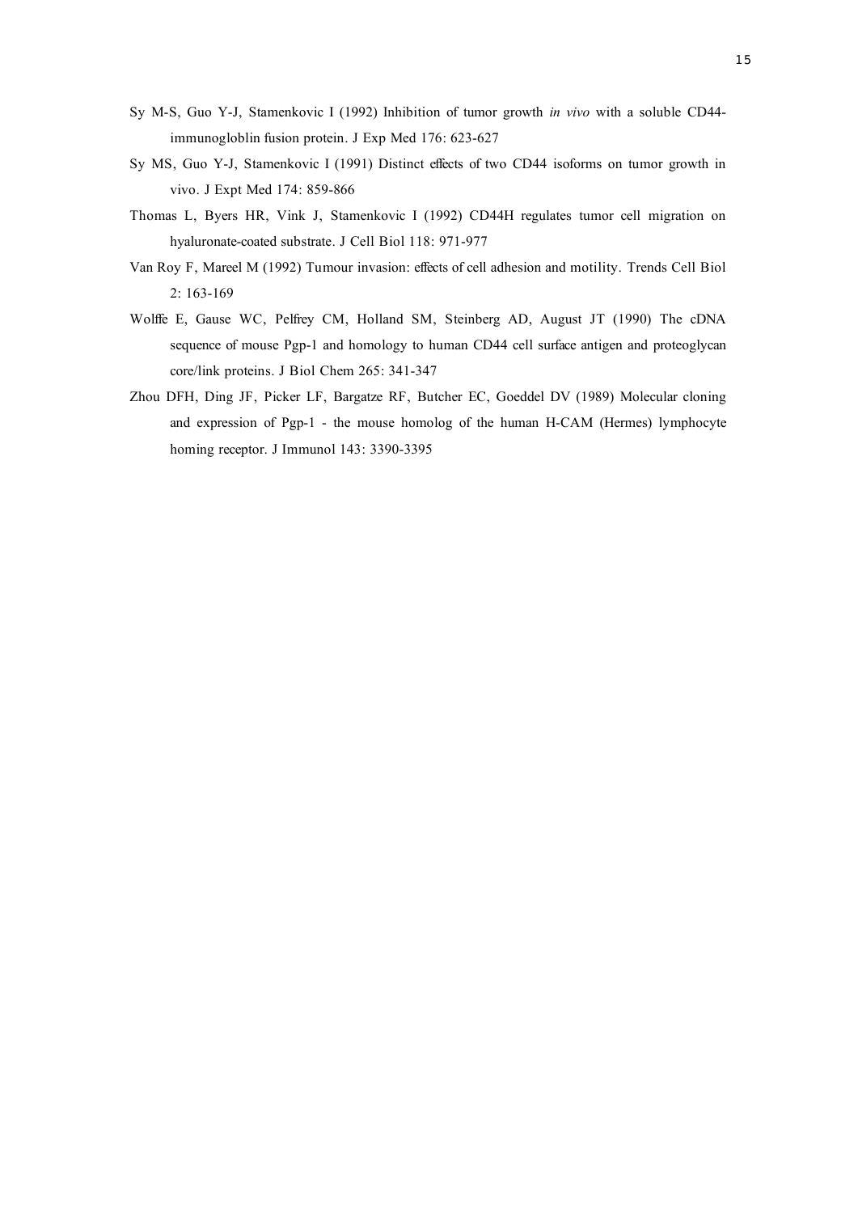Sy M-S, Guo Y-J, Stamenkovic I (1992) Inhibition of tumor growth *in vivo* with a soluble CD44-immunogloblin fusion protein. J Exp Med 176: 623-627

Sy MS, Guo Y-J, Stamenkovic I (1991) Distinct effects of two CD44 isoforms on tumor growth in vivo. J Expt Med 174: 859-866

Thomas L, Byers HR, Vink J, Stamenkovic I (1992) CD44H regulates tumor cell migration on hyaluronate-coated substrate. J Cell Biol 118: 971-977

Van Roy F, Mareel M (1992) Tumour invasion: effects of cell adhesion and motility. Trends Cell Biol 2: 163-169

Wolffe E, Gause WC, Pelfrey CM, Holland SM, Steinberg AD, August JT (1990) The cDNA sequence of mouse Pgp-1 and homology to human CD44 cell surface antigen and proteoglycan core/link proteins. J Biol Chem 265: 341-347

Zhou DFH, Ding JF, Picker LF, Bargatze RF, Butcher EC, Goeddel DV (1989) Molecular cloning and expression of Pgp-1 - the mouse homolog of the human H-CAM (Hermes) lymphocyte homing receptor. J Immunol 143: 3390-3395